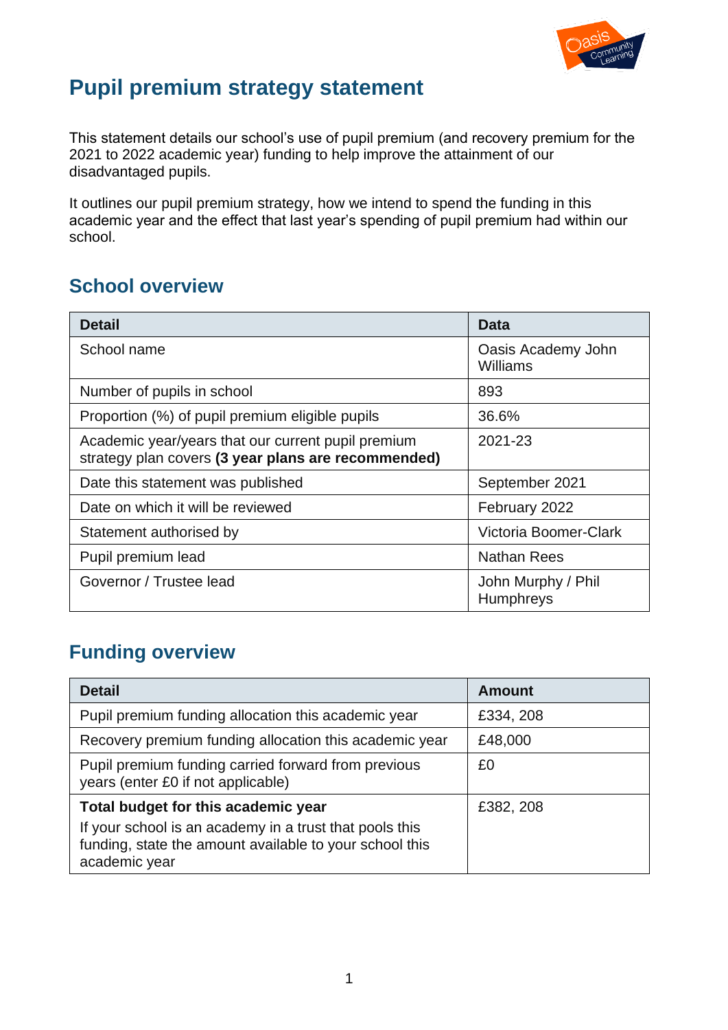# Pupil premium strategy statement

This statement details our school's use of pupil premium (and recovery premium for the 2021 to 2022 academic year) funding to help improve the attainment of our disadvantaged pupils.

It outlines our pupil premium strategy, how we intend to spend the funding in this academic year and the effect that last year's spending of pupil premium had within our school.

## School overview

| Detail | Data |
|---|---|
| School name | Oasis Academy John Williams |
| Number of pupils in school | 893 |
| Proportion (%) of pupil premium eligible pupils | 36.6% |
| Academic year/years that our current pupil premium strategy plan covers **(3 year plans are recommended)** | 2021-23 |
| Date this statement was published | September 2021 |
| Date on which it will be reviewed | February 2022 |
| Statement authorised by | Victoria Boomer-Clark |
| Pupil premium lead | Nathan Rees |
| Governor / Trustee lead | John Murphy / Phil Humphreys |

## Funding overview

| Detail | Amount |
|---|---|
| Pupil premium funding allocation this academic year | £334, 208 |
| Recovery premium funding allocation this academic year | £48,000 |
| Pupil premium funding carried forward from previous years (enter £0 if not applicable) | £0 |
| **Total budget for this academic year** If your school is an academy in a trust that pools this funding, state the amount available to your school this academic year | £382, 208 |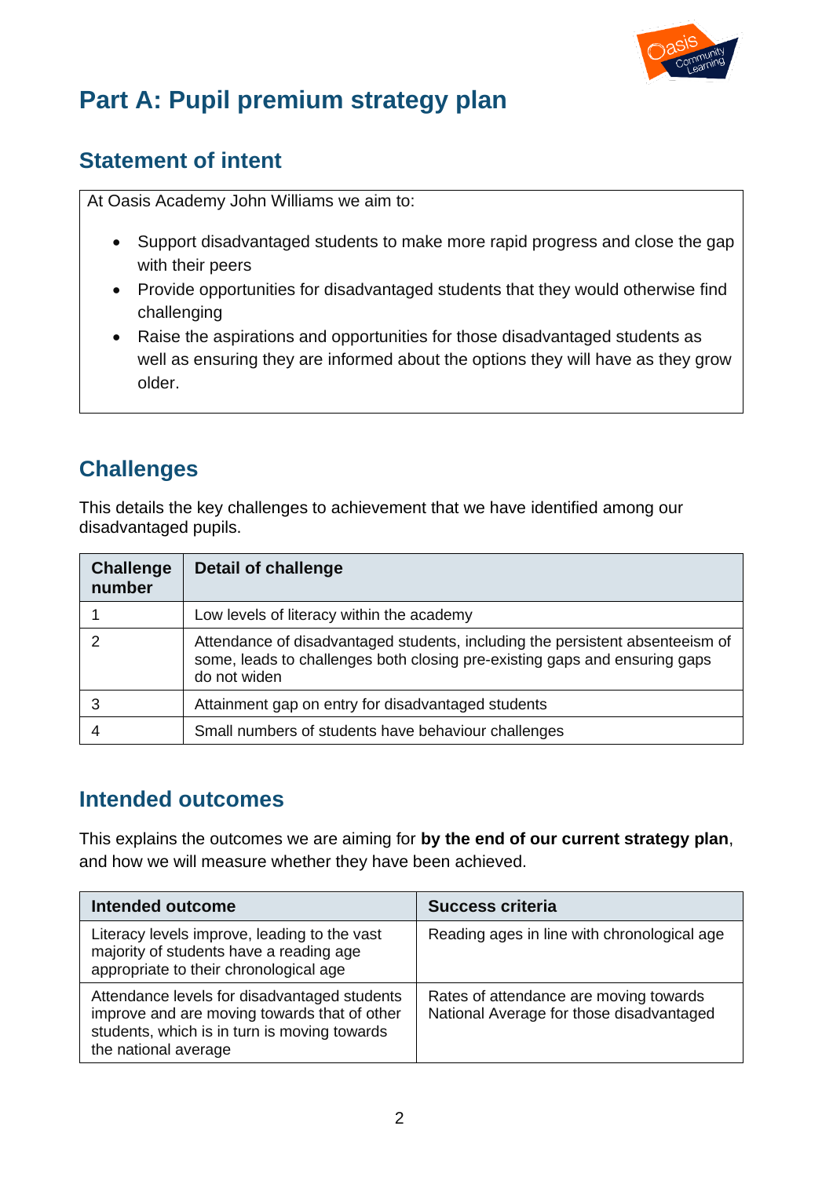# Part A: Pupil premium strategy plan

## Statement of intent

At Oasis Academy John Williams we aim to:

- Support disadvantaged students to make more rapid progress and close the gap with their peers
- Provide opportunities for disadvantaged students that they would otherwise find challenging
- Raise the aspirations and opportunities for those disadvantaged students as well as ensuring they are informed about the options they will have as they grow older.

## Challenges

This details the key challenges to achievement that we have identified among our disadvantaged pupils.

| Challenge number | Detail of challenge |
| --- | --- |
| 1 | Low levels of literacy within the academy |
| 2 | Attendance of disadvantaged students, including the persistent absenteeism of some, leads to challenges both closing pre-existing gaps and ensuring gaps do not widen |
| 3 | Attainment gap on entry for disadvantaged students |
| 4 | Small numbers of students have behaviour challenges |

## Intended outcomes

This explains the outcomes we are aiming for **by the end of our current strategy plan**, and how we will measure whether they have been achieved.

| Intended outcome | Success criteria |
| --- | --- |
| Literacy levels improve, leading to the vast majority of students have a reading age appropriate to their chronological age | Reading ages in line with chronological age |
| Attendance levels for disadvantaged students improve and are moving towards that of other students, which is in turn is moving towards the national average | Rates of attendance are moving towards National Average for those disadvantaged |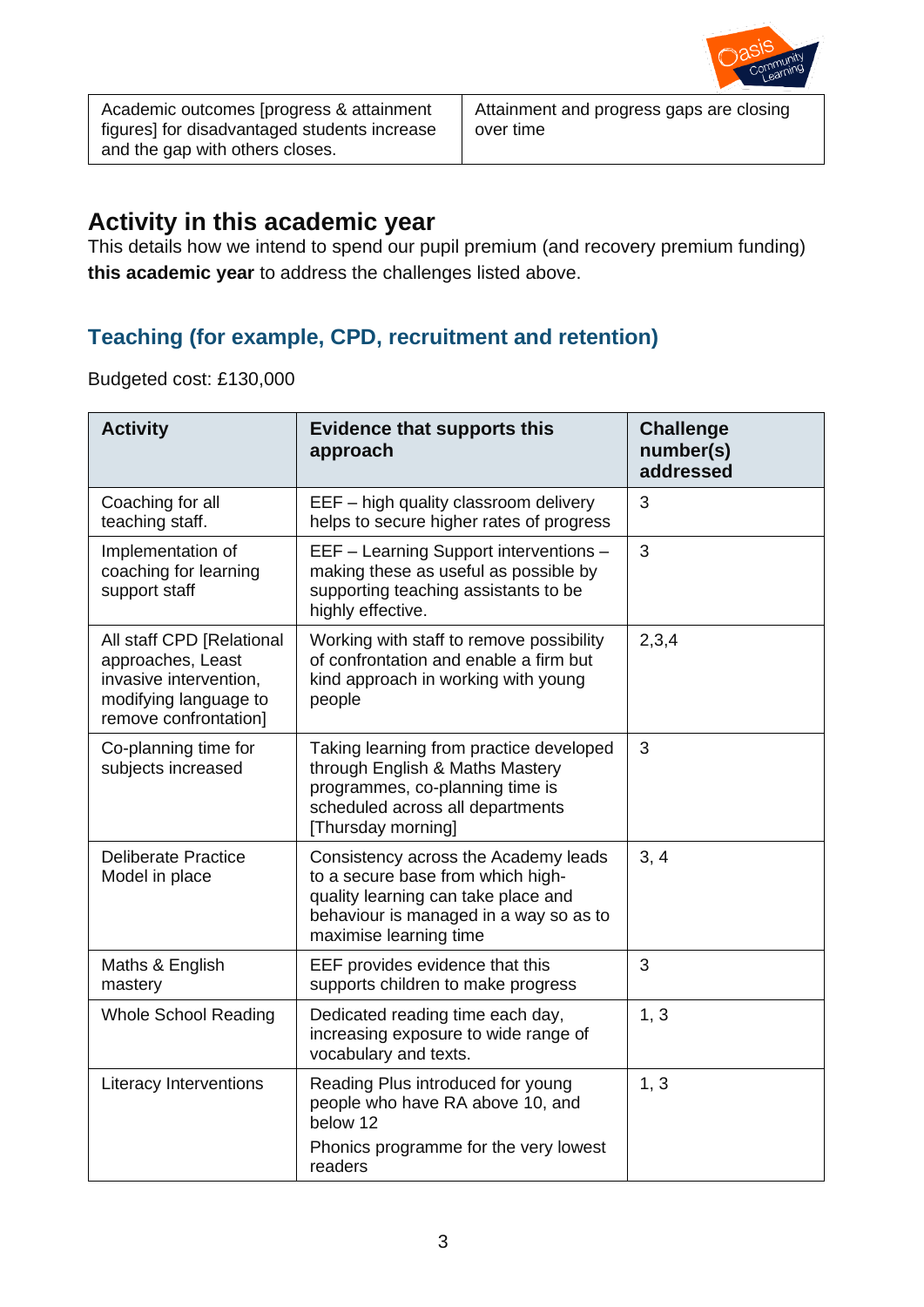| Academic outcomes [progress & attainment figures] for disadvantaged students increase and the gap with others closes. | Attainment and progress gaps are closing over time |
|---|---|

## Activity in this academic year

This details how we intend to spend our pupil premium (and recovery premium funding) **this academic year** to address the challenges listed above.

### Teaching (for example, CPD, recruitment and retention)

Budgeted cost: £130,000

| Activity | Evidence that supports this approach | Challenge number(s) addressed |
|---|---|---|
| Coaching for all teaching staff. | EEF – high quality classroom delivery helps to secure higher rates of progress | 3 |
| Implementation of coaching for learning support staff | EEF – Learning Support interventions – making these as useful as possible by supporting teaching assistants to be highly effective. | 3 |
| All staff CPD [Relational approaches, Least invasive intervention, modifying language to remove confrontation] | Working with staff to remove possibility of confrontation and enable a firm but kind approach in working with young people | 2,3,4 |
| Co-planning time for subjects increased | Taking learning from practice developed through English & Maths Mastery programmes, co-planning time is scheduled across all departments [Thursday morning] | 3 |
| Deliberate Practice Model in place | Consistency across the Academy leads to a secure base from which high-quality learning can take place and behaviour is managed in a way so as to maximise learning time | 3, 4 |
| Maths & English mastery | EEF provides evidence that this supports children to make progress | 3 |
| Whole School Reading | Dedicated reading time each day, increasing exposure to wide range of vocabulary and texts. | 1, 3 |
| Literacy Interventions | Reading Plus introduced for young people who have RA above 10, and below 12<br>Phonics programme for the very lowest readers | 1, 3 |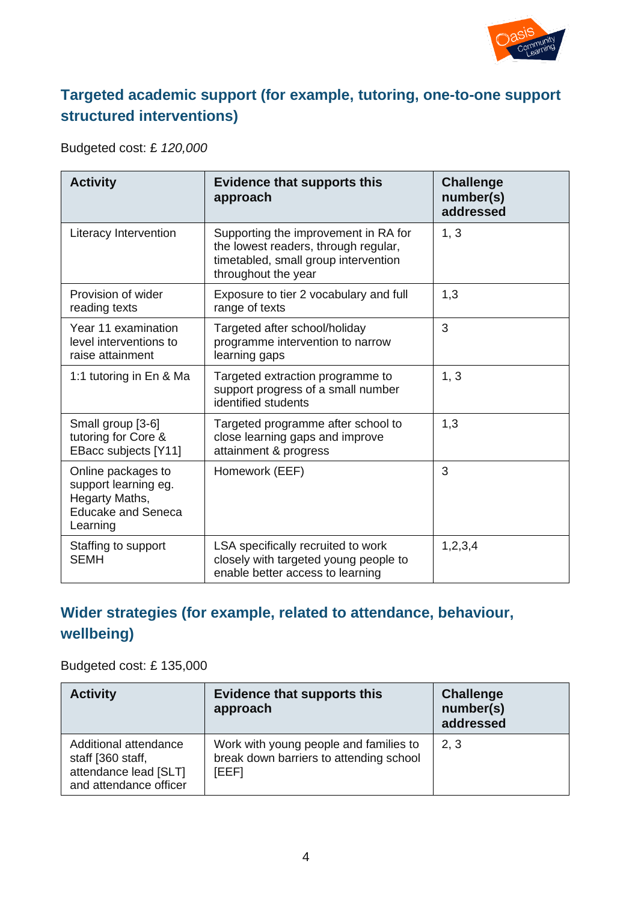## Targeted academic support (for example, tutoring, one-to-one support structured interventions)

Budgeted cost: £ *120,000*

| Activity | Evidence that supports this approach | Challenge number(s) addressed |
|---|---|---|
| Literacy Intervention | Supporting the improvement in RA for the lowest readers, through regular, timetabled, small group intervention throughout the year | 1, 3 |
| Provision of wider reading texts | Exposure to tier 2 vocabulary and full range of texts | 1,3 |
| Year 11 examination level interventions to raise attainment | Targeted after school/holiday programme intervention to narrow learning gaps | 3 |
| 1:1 tutoring in En & Ma | Targeted extraction programme to support progress of a small number identified students | 1, 3 |
| Small group [3-6] tutoring for Core & EBacc subjects [Y11] | Targeted programme after school to close learning gaps and improve attainment & progress | 1,3 |
| Online packages to support learning eg. Hegarty Maths, Educake and Seneca Learning | Homework (EEF) | 3 |
| Staffing to support SEMH | LSA specifically recruited to work closely with targeted young people to enable better access to learning | 1,2,3,4 |

## Wider strategies (for example, related to attendance, behaviour, wellbeing)

Budgeted cost: £ 135,000

| Activity | Evidence that supports this approach | Challenge number(s) addressed |
|---|---|---|
| Additional attendance staff [360 staff, attendance lead [SLT] and attendance officer | Work with young people and families to break down barriers to attending school [EEF] | 2, 3 |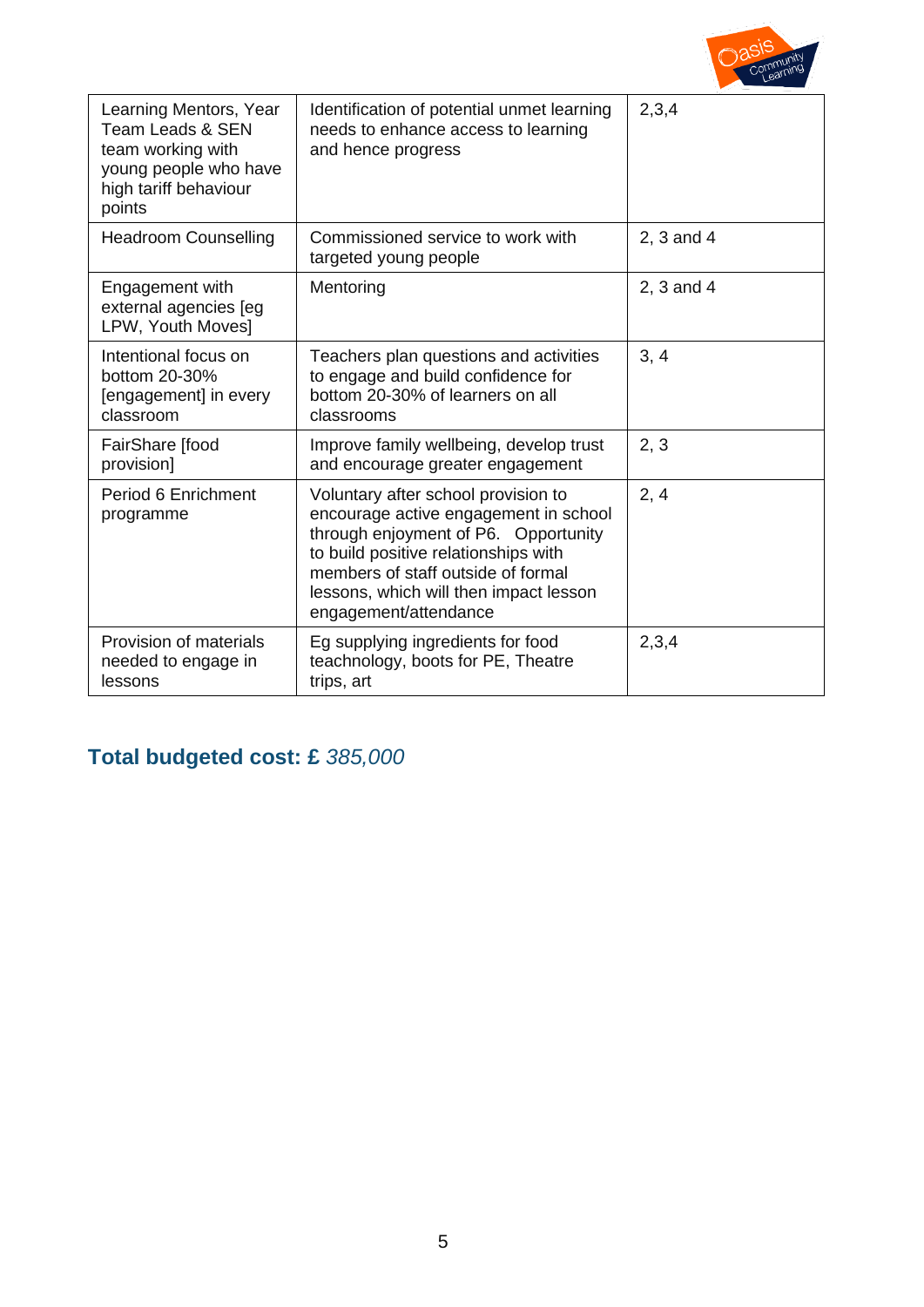| | | |
|---|---|---|
| Learning Mentors, Year Team Leads & SEN team working with young people who have high tariff behaviour points | Identification of potential unmet learning needs to enhance access to learning and hence progress | 2,3,4 |
| Headroom Counselling | Commissioned service to work with targeted young people | 2, 3 and 4 |
| Engagement with external agencies [eg LPW, Youth Moves] | Mentoring | 2, 3 and 4 |
| Intentional focus on bottom 20-30% [engagement] in every classroom | Teachers plan questions and activities to engage and build confidence for bottom 20-30% of learners on all classrooms | 3, 4 |
| FairShare [food provision] | Improve family wellbeing, develop trust and encourage greater engagement | 2, 3 |
| Period 6 Enrichment programme | Voluntary after school provision to encourage active engagement in school through enjoyment of P6. Opportunity to build positive relationships with members of staff outside of formal lessons, which will then impact lesson engagement/attendance | 2, 4 |
| Provision of materials needed to engage in lessons | Eg supplying ingredients for food teachnology, boots for PE, Theatre trips, art | 2,3,4 |

## Total budgeted cost: £ *385,000*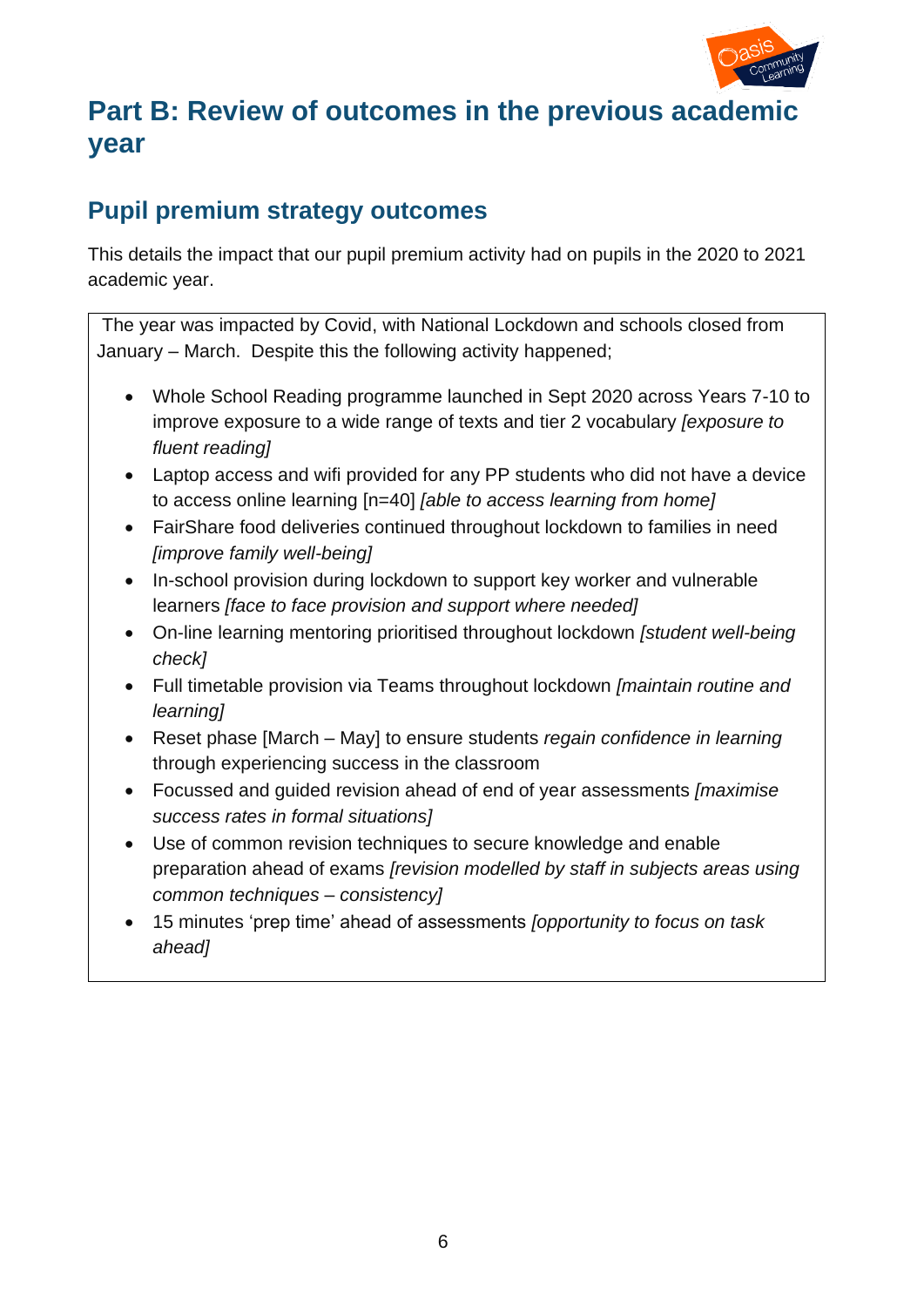# Part B: Review of outcomes in the previous academic year

## Pupil premium strategy outcomes

This details the impact that our pupil premium activity had on pupils in the 2020 to 2021 academic year.

The year was impacted by Covid, with National Lockdown and schools closed from January – March. Despite this the following activity happened;

- Whole School Reading programme launched in Sept 2020 across Years 7-10 to improve exposure to a wide range of texts and tier 2 vocabulary *[exposure to fluent reading]*
- Laptop access and wifi provided for any PP students who did not have a device to access online learning [n=40] *[able to access learning from home]*
- FairShare food deliveries continued throughout lockdown to families in need *[improve family well-being]*
- In-school provision during lockdown to support key worker and vulnerable learners *[face to face provision and support where needed]*
- On-line learning mentoring prioritised throughout lockdown *[student well-being check]*
- Full timetable provision via Teams throughout lockdown *[maintain routine and learning]*
- Reset phase [March – May] to ensure students *regain confidence in learning* through experiencing success in the classroom
- Focussed and guided revision ahead of end of year assessments *[maximise success rates in formal situations]*
- Use of common revision techniques to secure knowledge and enable preparation ahead of exams *[revision modelled by staff in subjects areas using common techniques – consistency]*
- 15 minutes 'prep time' ahead of assessments *[opportunity to focus on task ahead]*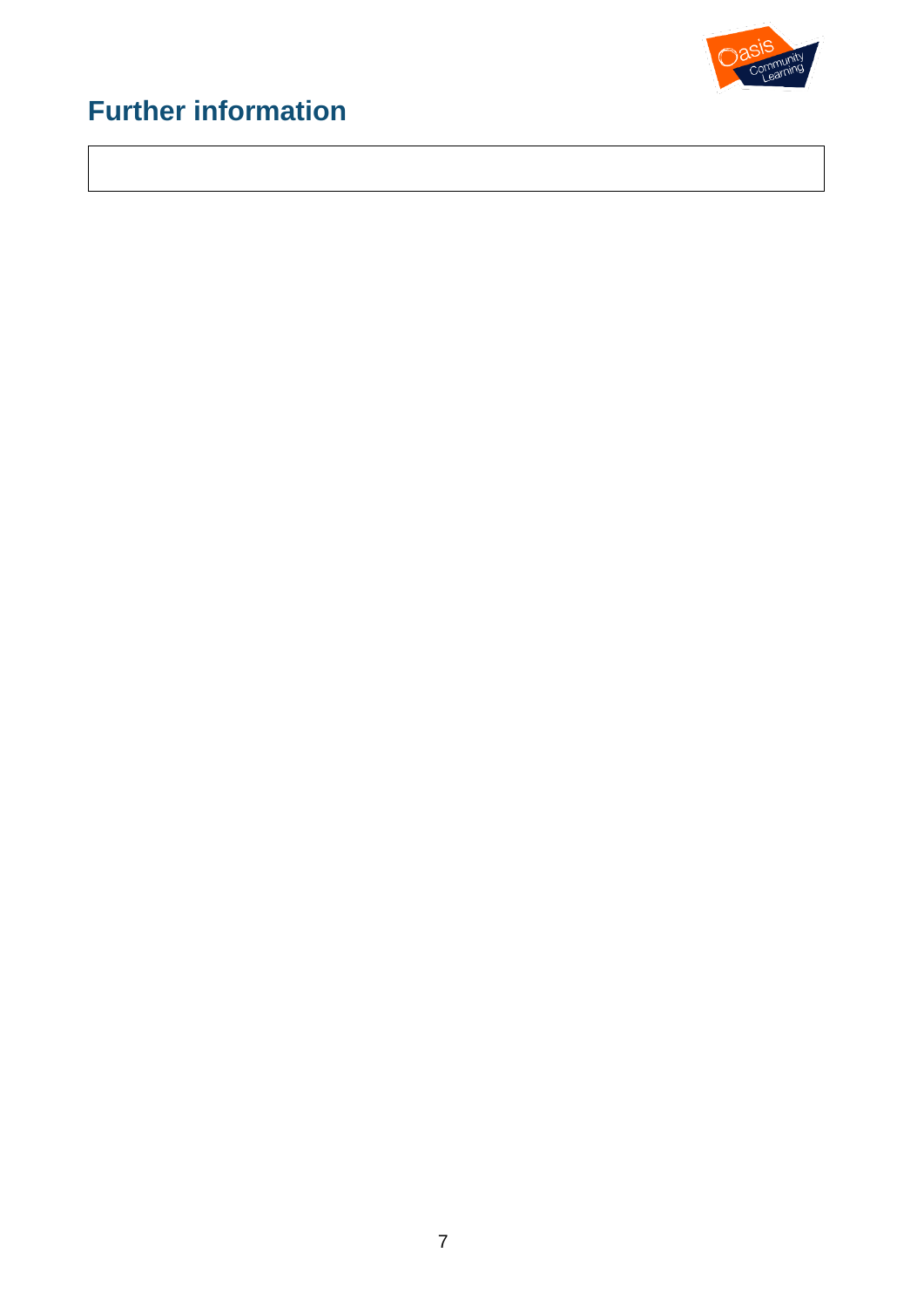## Further information

| |
|---|
| |